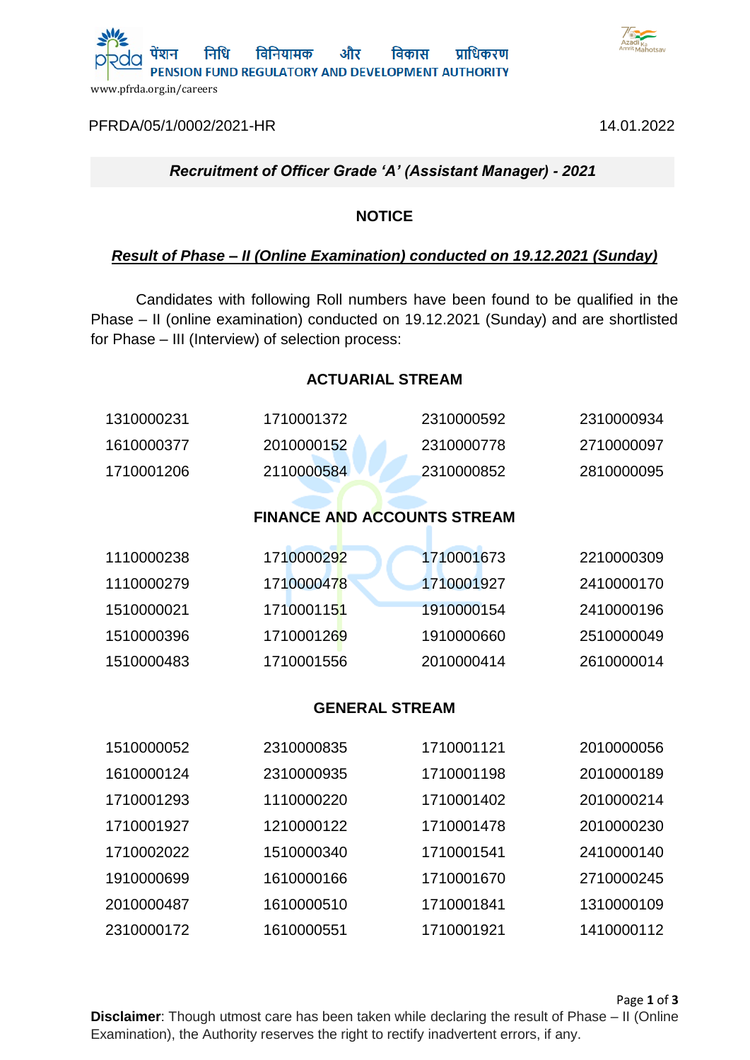पेंशन निधि विनियामक और विकास प्राधिकरण
PENSION FUND REGULATORY AND DEVELOPMENT AUTHORITY
www.pfrda.org.in/careers

PFRDA/05/1/0002/2021-HR 14.01.2022

***Recruitment of Officer Grade 'A' (Assistant Manager) - 2021***

## NOTICE

***Result of Phase – II (Online Examination) conducted on 19.12.2021 (Sunday)***

Candidates with following Roll numbers have been found to be qualified in the Phase – II (online examination) conducted on 19.12.2021 (Sunday) and are shortlisted for Phase – III (Interview) of selection process:

### ACTUARIAL STREAM

| | | | |
|---|---|---|---|
| 1310000231 | 1710001372 | 2310000592 | 2310000934 |
| 1610000377 | 2010000152 | 2310000778 | 2710000097 |
| 1710001206 | 2110000584 | 2310000852 | 2810000095 |

### FINANCE AND ACCOUNTS STREAM

| | | | |
|---|---|---|---|
| 1110000238 | 1710000292 | 1710001673 | 2210000309 |
| 1110000279 | 1710000478 | 1710001927 | 2410000170 |
| 1510000021 | 1710001151 | 1910000154 | 2410000196 |
| 1510000396 | 1710001269 | 1910000660 | 2510000049 |
| 1510000483 | 1710001556 | 2010000414 | 2610000014 |

### GENERAL STREAM

| | | | |
|---|---|---|---|
| 1510000052 | 2310000835 | 1710001121 | 2010000056 |
| 1610000124 | 2310000935 | 1710001198 | 2010000189 |
| 1710001293 | 1110000220 | 1710001402 | 2010000214 |
| 1710001927 | 1210000122 | 1710001478 | 2010000230 |
| 1710002022 | 1510000340 | 1710001541 | 2410000140 |
| 1910000699 | 1610000166 | 1710001670 | 2710000245 |
| 2010000487 | 1610000510 | 1710001841 | 1310000109 |
| 2310000172 | 1610000551 | 1710001921 | 1410000112 |

**Disclaimer**: Though utmost care has been taken while declaring the result of Phase – II (Online Examination), the Authority reserves the right to rectify inadvertent errors, if any.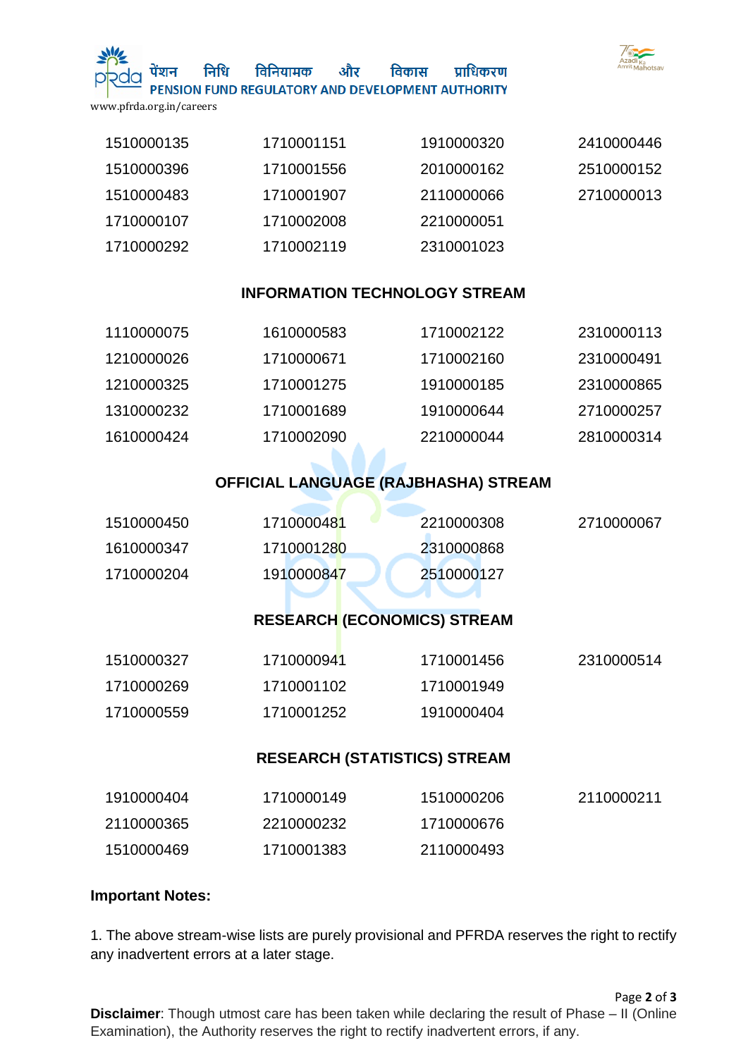| | | | |
|---|---|---|---|
| 1510000135 | 1710001151 | 1910000320 | 2410000446 |
| 1510000396 | 1710001556 | 2010000162 | 2510000152 |
| 1510000483 | 1710001907 | 2110000066 | 2710000013 |
| 1710000107 | 1710002008 | 2210000051 | |
| 1710000292 | 1710002119 | 2310001023 | |

### INFORMATION TECHNOLOGY STREAM

| | | | |
|---|---|---|---|
| 1110000075 | 1610000583 | 1710002122 | 2310000113 |
| 1210000026 | 1710000671 | 1710002160 | 2310000491 |
| 1210000325 | 1710001275 | 1910000185 | 2310000865 |
| 1310000232 | 1710001689 | 1910000644 | 2710000257 |
| 1610000424 | 1710002090 | 2210000044 | 2810000314 |

### OFFICIAL LANGUAGE (RAJBHASHA) STREAM

| | | | |
|---|---|---|---|
| 1510000450 | 1710000481 | 2210000308 | 2710000067 |
| 1610000347 | 1710001280 | 2310000868 | |
| 1710000204 | 1910000847 | 2510000127 | |

### RESEARCH (ECONOMICS) STREAM

| | | | |
|---|---|---|---|
| 1510000327 | 1710000941 | 1710001456 | 2310000514 |
| 1710000269 | 1710001102 | 1710001949 | |
| 1710000559 | 1710001252 | 1910000404 | |

### RESEARCH (STATISTICS) STREAM

| | | | |
|---|---|---|---|
| 1910000404 | 1710000149 | 1510000206 | 2110000211 |
| 2110000365 | 2210000232 | 1710000676 | |
| 1510000469 | 1710001383 | 2110000493 | |

**Important Notes:**

1. The above stream-wise lists are purely provisional and PFRDA reserves the right to rectify any inadvertent errors at a later stage.

**Disclaimer**: Though utmost care has been taken while declaring the result of Phase – II (Online Examination), the Authority reserves the right to rectify inadvertent errors, if any.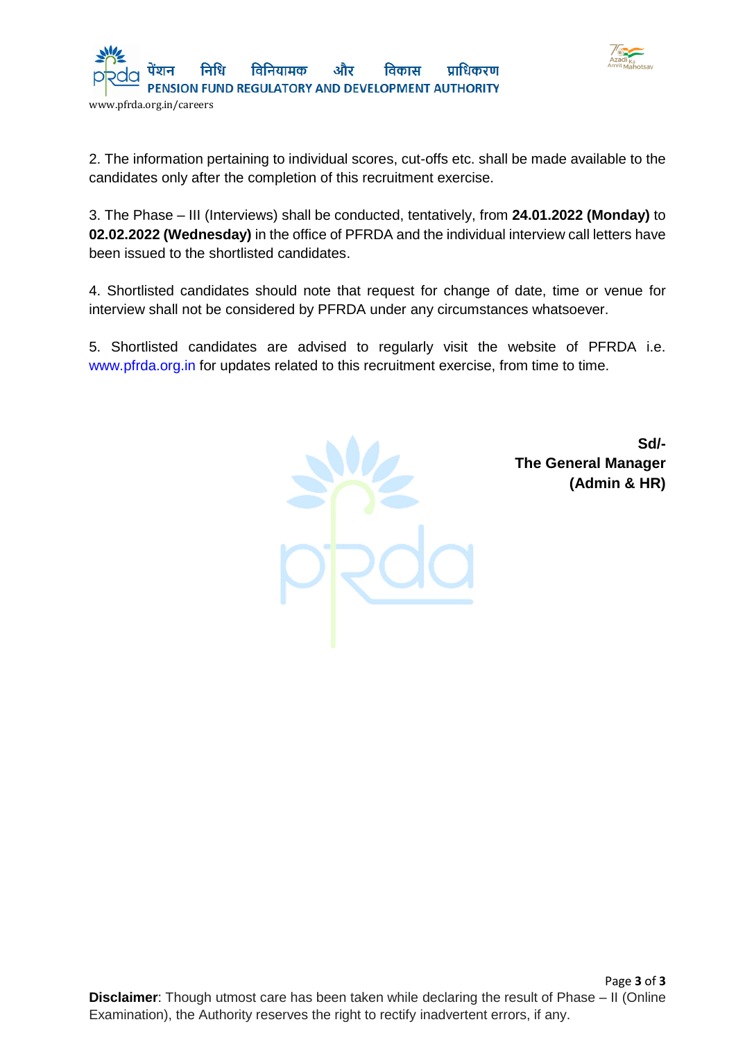2. The information pertaining to individual scores, cut-offs etc. shall be made available to the candidates only after the completion of this recruitment exercise.

3. The Phase – III (Interviews) shall be conducted, tentatively, from **24.01.2022 (Monday)** to **02.02.2022 (Wednesday)** in the office of PFRDA and the individual interview call letters have been issued to the shortlisted candidates.

4. Shortlisted candidates should note that request for change of date, time or venue for interview shall not be considered by PFRDA under any circumstances whatsoever.

5. Shortlisted candidates are advised to regularly visit the website of PFRDA i.e. www.pfrda.org.in for updates related to this recruitment exercise, from time to time.

**Sd/-**
**The General Manager**
**(Admin & HR)**

**Disclaimer**: Though utmost care has been taken while declaring the result of Phase – II (Online Examination), the Authority reserves the right to rectify inadvertent errors, if any.